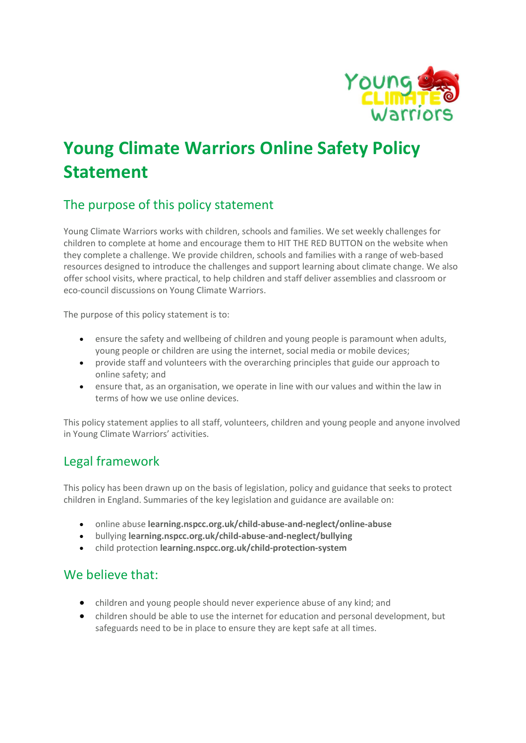# Young Climate Warriors Online Safety Policy Statement

## The purpose of this policy statement

Young Climate Warriors works with children, schools and families. We set weekly challenges for children to complete at home and encourage them to HIT THE RED BUTTON on the website when they complete a challenge. We provide children, schools and families with a range of web-based resources designed to introduce the challenges and support learning about climate change. We also offer school visits, where practical, to help children and staff deliver assemblies and classroom or eco-council discussions on Young Climate Warriors.

The purpose of this policy statement is to:

- ensure the safety and wellbeing of children and young people is paramount when adults, young people or children are using the internet, social media or mobile devices;
- provide staff and volunteers with the overarching principles that guide our approach to online safety; and
- ensure that, as an organisation, we operate in line with our values and within the law in terms of how we use online devices.

This policy statement applies to all staff, volunteers, children and young people and anyone involved in Young Climate Warriors' activities.

## Legal framework

This policy has been drawn up on the basis of legislation, policy and guidance that seeks to protect children in England. Summaries of the key legislation and guidance are available on:

- online abuse **learning.nspcc.org.uk/child-abuse-and-neglect/online-abuse**
- bullying **learning.nspcc.org.uk/child-abuse-and-neglect/bullying**
- child protection **learning.nspcc.org.uk/child-protection-system**

## We believe that:

- children and young people should never experience abuse of any kind; and
- children should be able to use the internet for education and personal development, but safeguards need to be in place to ensure they are kept safe at all times.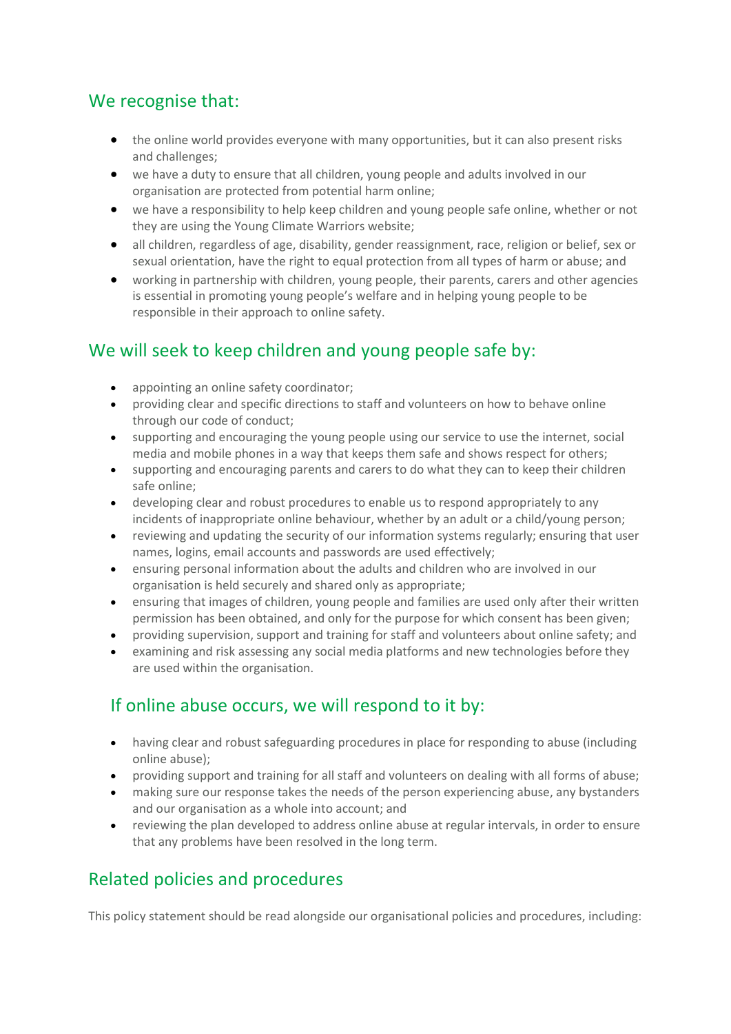## We recognise that:

- the online world provides everyone with many opportunities, but it can also present risks and challenges;
- we have a duty to ensure that all children, young people and adults involved in our organisation are protected from potential harm online;
- we have a responsibility to help keep children and young people safe online, whether or not they are using the Young Climate Warriors website;
- all children, regardless of age, disability, gender reassignment, race, religion or belief, sex or sexual orientation, have the right to equal protection from all types of harm or abuse; and
- working in partnership with children, young people, their parents, carers and other agencies is essential in promoting young people's welfare and in helping young people to be responsible in their approach to online safety.

## We will seek to keep children and young people safe by:

- appointing an online safety coordinator;
- providing clear and specific directions to staff and volunteers on how to behave online through our code of conduct;
- supporting and encouraging the young people using our service to use the internet, social media and mobile phones in a way that keeps them safe and shows respect for others;
- supporting and encouraging parents and carers to do what they can to keep their children safe online;
- developing clear and robust procedures to enable us to respond appropriately to any incidents of inappropriate online behaviour, whether by an adult or a child/young person;
- reviewing and updating the security of our information systems regularly; ensuring that user names, logins, email accounts and passwords are used effectively;
- ensuring personal information about the adults and children who are involved in our organisation is held securely and shared only as appropriate;
- ensuring that images of children, young people and families are used only after their written permission has been obtained, and only for the purpose for which consent has been given;
- providing supervision, support and training for staff and volunteers about online safety; and
- examining and risk assessing any social media platforms and new technologies before they are used within the organisation.

## If online abuse occurs, we will respond to it by:

- having clear and robust safeguarding procedures in place for responding to abuse (including online abuse);
- providing support and training for all staff and volunteers on dealing with all forms of abuse;
- making sure our response takes the needs of the person experiencing abuse, any bystanders and our organisation as a whole into account; and
- reviewing the plan developed to address online abuse at regular intervals, in order to ensure that any problems have been resolved in the long term.

## Related policies and procedures

This policy statement should be read alongside our organisational policies and procedures, including: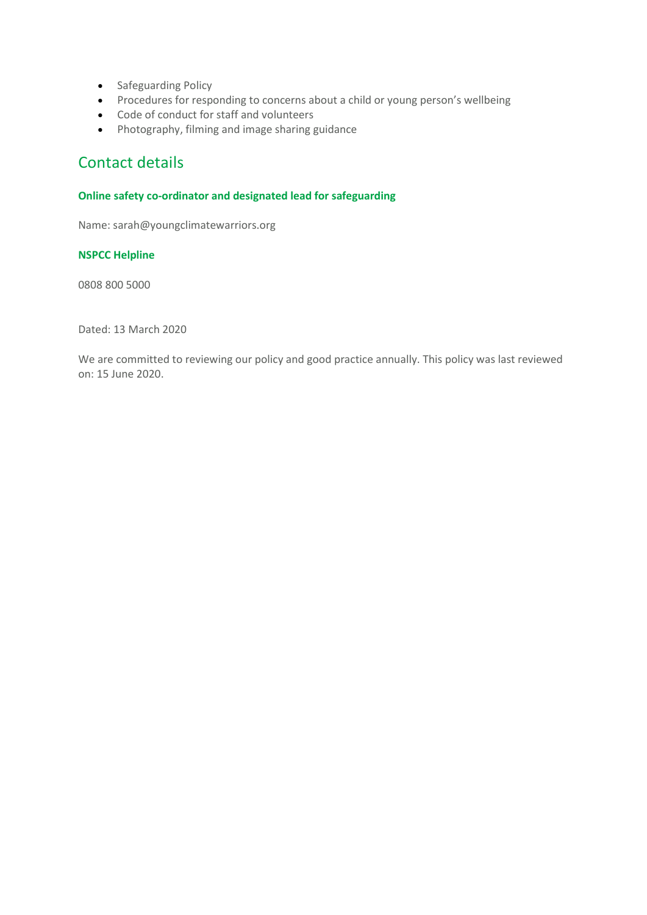- Safeguarding Policy
- Procedures for responding to concerns about a child or young person's wellbeing
- Code of conduct for staff and volunteers
- Photography, filming and image sharing guidance

## Contact details

**Online safety co-ordinator and designated lead for safeguarding**

Name: sarah@youngclimatewarriors.org

**NSPCC Helpline**

0808 800 5000

Dated: 13 March 2020

We are committed to reviewing our policy and good practice annually. This policy was last reviewed on: 15 June 2020.